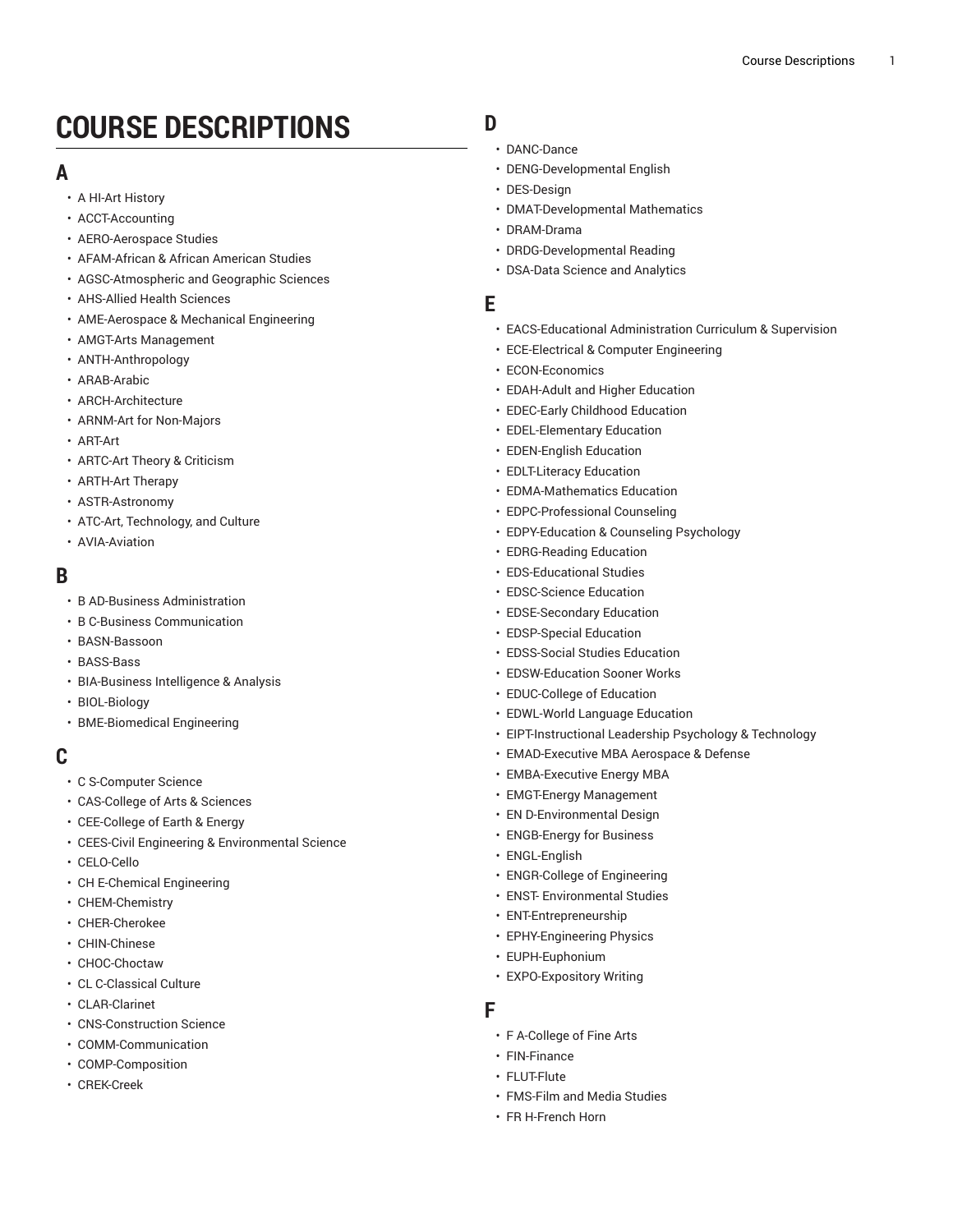# COURSE DESCRIPTIONS

## A

- A HI-Art History
- ACCT-Accounting
- AERO-Aerospace Studies
- AFAM-African & African American Studies
- AGSC-Atmospheric and Geographic Sciences
- AHS-Allied Health Sciences
- AME-Aerospace & Mechanical Engineering
- AMGT-Arts Management
- ANTH-Anthropology
- ARAB-Arabic
- ARCH-Architecture
- ARNM-Art for Non-Majors
- ART-Art
- ARTC-Art Theory & Criticism
- ARTH-Art Therapy
- ASTR-Astronomy
- ATC-Art, Technology, and Culture
- AVIA-Aviation

## B

- B AD-Business Administration
- B C-Business Communication
- BASN-Bassoon
- BASS-Bass
- BIA-Business Intelligence & Analysis
- BIOL-Biology
- BME-Biomedical Engineering

## C

- C S-Computer Science
- CAS-College of Arts & Sciences
- CEE-College of Earth & Energy
- CEES-Civil Engineering & Environmental Science
- CELO-Cello
- CH E-Chemical Engineering
- CHEM-Chemistry
- CHER-Cherokee
- CHIN-Chinese
- CHOC-Choctaw
- CL C-Classical Culture
- CLAR-Clarinet
- CNS-Construction Science
- COMM-Communication
- COMP-Composition
- CREK-Creek

## D

- DANC-Dance
- DENG-Developmental English
- DES-Design
- DMAT-Developmental Mathematics
- DRAM-Drama
- DRDG-Developmental Reading
- DSA-Data Science and Analytics

## E

- EACS-Educational Administration Curriculum & Supervision
- ECE-Electrical & Computer Engineering
- ECON-Economics
- EDAH-Adult and Higher Education
- EDEC-Early Childhood Education
- EDEL-Elementary Education
- EDEN-English Education
- EDLT-Literacy Education
- EDMA-Mathematics Education
- EDPC-Professional Counseling
- EDPY-Education & Counseling Psychology
- EDRG-Reading Education
- EDS-Educational Studies
- EDSC-Science Education
- EDSE-Secondary Education
- EDSP-Special Education
- EDSS-Social Studies Education
- EDSW-Education Sooner Works
- EDUC-College of Education
- EDWL-World Language Education
- EIPT-Instructional Leadership Psychology & Technology
- EMAD-Executive MBA Aerospace & Defense
- EMBA-Executive Energy MBA
- EMGT-Energy Management
- EN D-Environmental Design
- ENGB-Energy for Business
- ENGL-English
- ENGR-College of Engineering
- ENST- Environmental Studies
- ENT-Entrepreneurship
- EPHY-Engineering Physics
- EUPH-Euphonium
- EXPO-Expository Writing

## F

- F A-College of Fine Arts
- FIN-Finance
- FLUT-Flute
- FMS-Film and Media Studies
- FR H-French Horn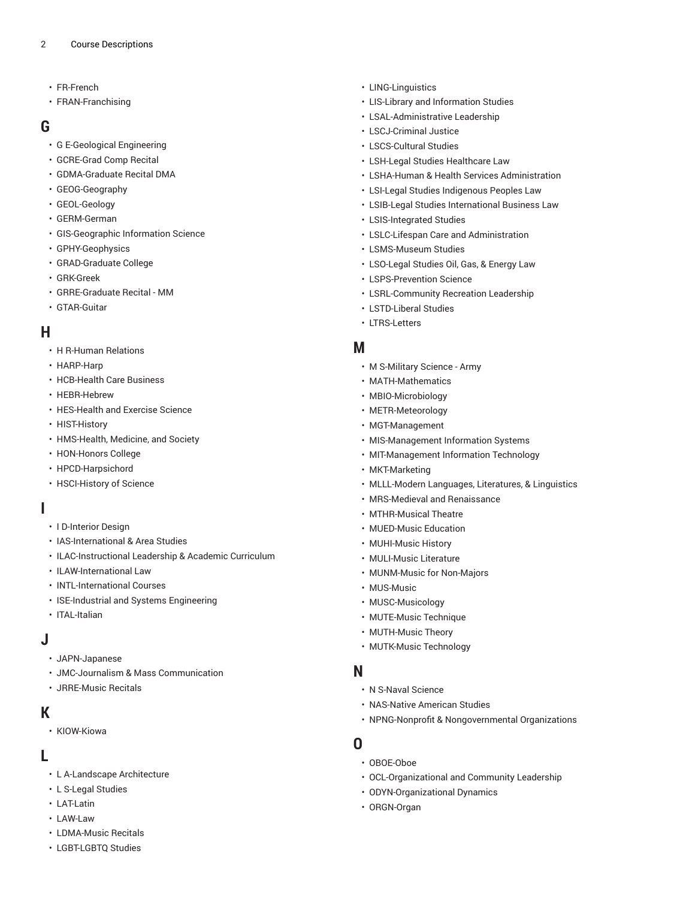- FR-French
- FRAN-Franchising

## G

- G E-Geological Engineering
- GCRE-Grad Comp Recital
- GDMA-Graduate Recital DMA
- GEOG-Geography
- GEOL-Geology
- GERM-German
- GIS-Geographic Information Science
- GPHY-Geophysics
- GRAD-Graduate College
- GRK-Greek
- GRRE-Graduate Recital - MM
- GTAR-Guitar

## H

- H R-Human Relations
- HARP-Harp
- HCB-Health Care Business
- HEBR-Hebrew
- HES-Health and Exercise Science
- HIST-History
- HMS-Health, Medicine, and Society
- HON-Honors College
- HPCD-Harpsichord
- HSCI-History of Science

## I

- I D-Interior Design
- IAS-International & Area Studies
- ILAC-Instructional Leadership & Academic Curriculum
- ILAW-International Law
- INTL-International Courses
- ISE-Industrial and Systems Engineering
- ITAL-Italian

## J

- JAPN-Japanese
- JMC-Journalism & Mass Communication
- JRRE-Music Recitals

## K

- KIOW-Kiowa

## L

- L A-Landscape Architecture
- L S-Legal Studies
- LAT-Latin
- LAW-Law
- LDMA-Music Recitals
- LGBT-LGBTQ Studies
- LING-Linguistics
- LIS-Library and Information Studies
- LSAL-Administrative Leadership
- LSCJ-Criminal Justice
- LSCS-Cultural Studies
- LSH-Legal Studies Healthcare Law
- LSHA-Human & Health Services Administration
- LSI-Legal Studies Indigenous Peoples Law
- LSIB-Legal Studies International Business Law
- LSIS-Integrated Studies
- LSLC-Lifespan Care and Administration
- LSMS-Museum Studies
- LSO-Legal Studies Oil, Gas, & Energy Law
- LSPS-Prevention Science
- LSRL-Community Recreation Leadership
- LSTD-Liberal Studies
- LTRS-Letters

## M

- M S-Military Science - Army
- MATH-Mathematics
- MBIO-Microbiology
- METR-Meteorology
- MGT-Management
- MIS-Management Information Systems
- MIT-Management Information Technology
- MKT-Marketing
- MLLL-Modern Languages, Literatures, & Linguistics
- MRS-Medieval and Renaissance
- MTHR-Musical Theatre
- MUED-Music Education
- MUHI-Music History
- MULI-Music Literature
- MUNM-Music for Non-Majors
- MUS-Music
- MUSC-Musicology
- MUTE-Music Technique
- MUTH-Music Theory
- MUTK-Music Technology

## N

- N S-Naval Science
- NAS-Native American Studies
- NPNG-Nonprofit & Nongovernmental Organizations

## O

- OBOE-Oboe
- OCL-Organizational and Community Leadership
- ODYN-Organizational Dynamics
- ORGN-Organ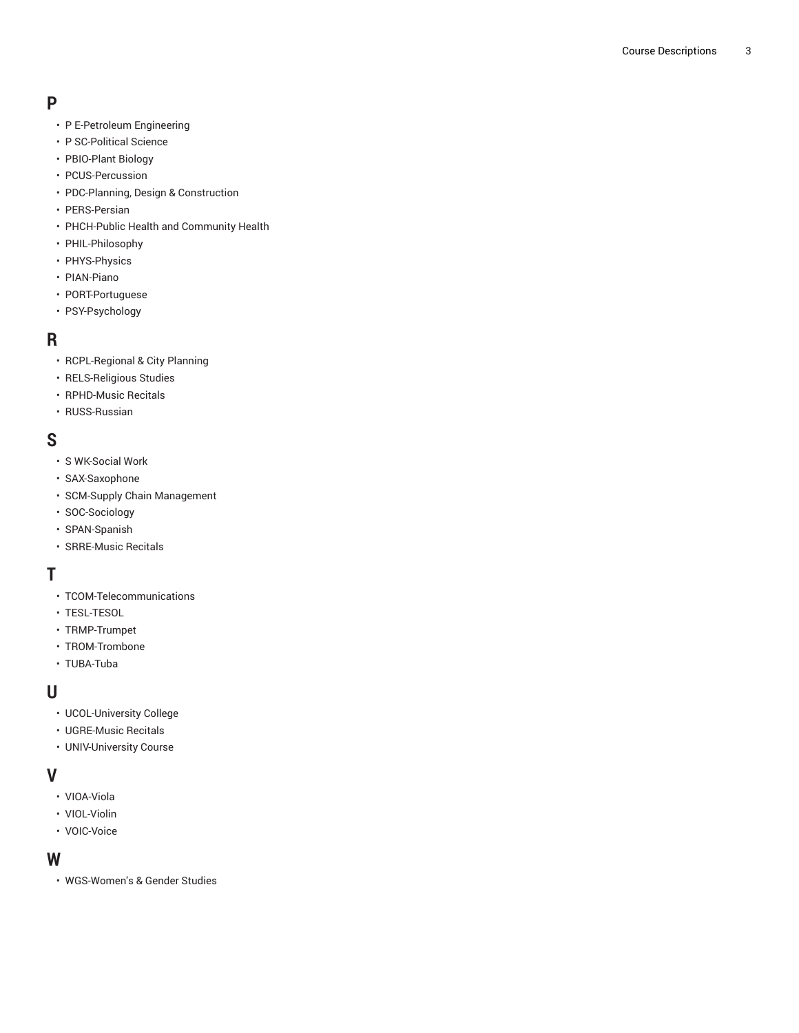## P

- P E-Petroleum Engineering
- P SC-Political Science
- PBIO-Plant Biology
- PCUS-Percussion
- PDC-Planning, Design & Construction
- PERS-Persian
- PHCH-Public Health and Community Health
- PHIL-Philosophy
- PHYS-Physics
- PIAN-Piano
- PORT-Portuguese
- PSY-Psychology

## R

- RCPL-Regional & City Planning
- RELS-Religious Studies
- RPHD-Music Recitals
- RUSS-Russian

## S

- S WK-Social Work
- SAX-Saxophone
- SCM-Supply Chain Management
- SOC-Sociology
- SPAN-Spanish
- SRRE-Music Recitals

## T

- TCOM-Telecommunications
- TESL-TESOL
- TRMP-Trumpet
- TROM-Trombone
- TUBA-Tuba

## U

- UCOL-University College
- UGRE-Music Recitals
- UNIV-University Course

## V

- VIOA-Viola
- VIOL-Violin
- VOIC-Voice

## W

- WGS-Women's & Gender Studies